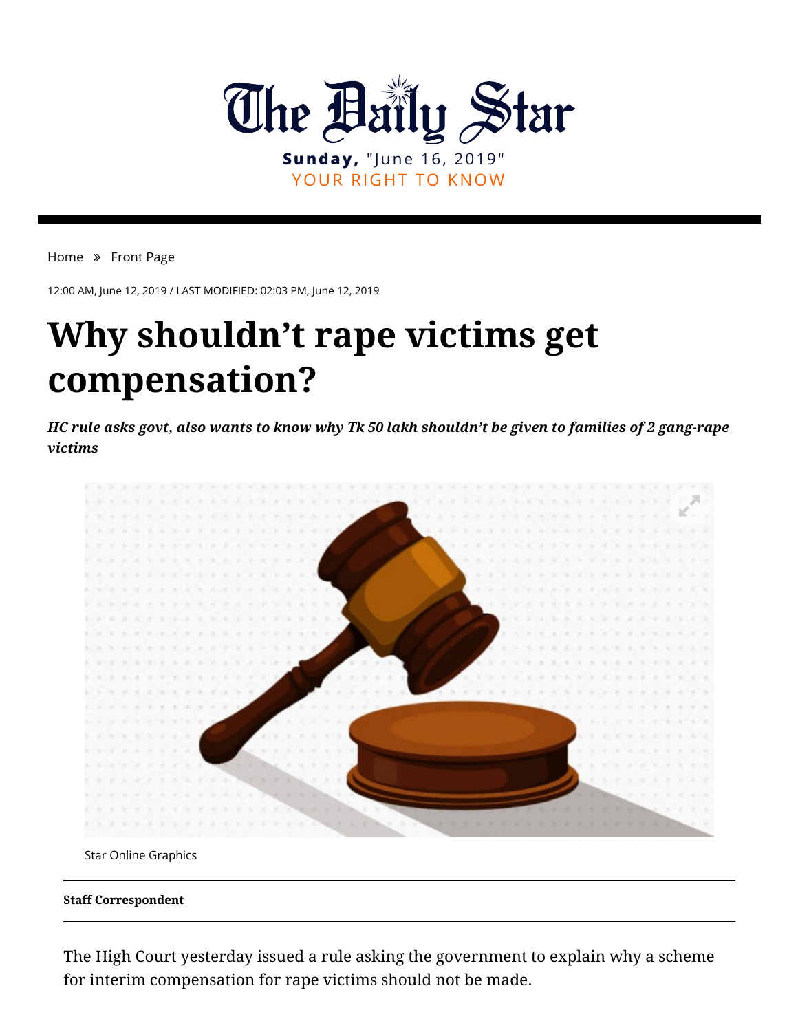The Daily Star

**Sunday,** "June 16, 2019"
YOUR RIGHT TO KNOW

Home » Front Page

12:00 AM, June 12, 2019 / LAST MODIFIED: 02:03 PM, June 12, 2019

# Why shouldn't rape victims get compensation?

***HC rule asks govt, also wants to know why Tk 50 lakh shouldn't be given to families of 2 gang-rape victims***

Star Online Graphics

**Staff Correspondent**

The High Court yesterday issued a rule asking the government to explain why a scheme for interim compensation for rape victims should not be made.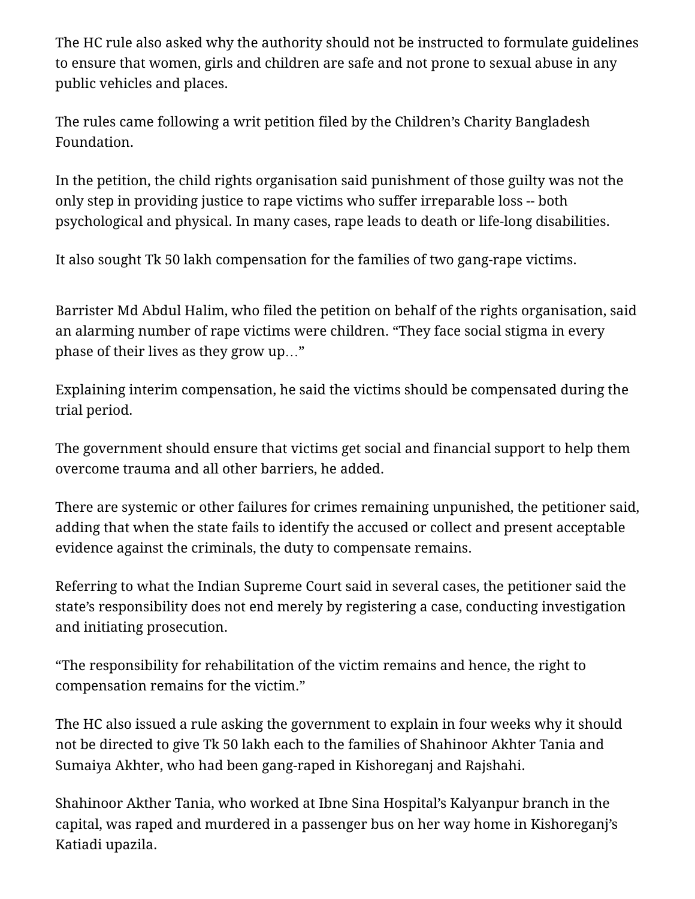The HC rule also asked why the authority should not be instructed to formulate guidelines to ensure that women, girls and children are safe and not prone to sexual abuse in any public vehicles and places.

The rules came following a writ petition filed by the Children's Charity Bangladesh Foundation.

In the petition, the child rights organisation said punishment of those guilty was not the only step in providing justice to rape victims who suffer irreparable loss -- both psychological and physical. In many cases, rape leads to death or life-long disabilities.

It also sought Tk 50 lakh compensation for the families of two gang-rape victims.

Barrister Md Abdul Halim, who filed the petition on behalf of the rights organisation, said an alarming number of rape victims were children. "They face social stigma in every phase of their lives as they grow up…"

Explaining interim compensation, he said the victims should be compensated during the trial period.

The government should ensure that victims get social and financial support to help them overcome trauma and all other barriers, he added.

There are systemic or other failures for crimes remaining unpunished, the petitioner said, adding that when the state fails to identify the accused or collect and present acceptable evidence against the criminals, the duty to compensate remains.

Referring to what the Indian Supreme Court said in several cases, the petitioner said the state's responsibility does not end merely by registering a case, conducting investigation and initiating prosecution.

"The responsibility for rehabilitation of the victim remains and hence, the right to compensation remains for the victim."

The HC also issued a rule asking the government to explain in four weeks why it should not be directed to give Tk 50 lakh each to the families of Shahinoor Akhter Tania and Sumaiya Akhter, who had been gang-raped in Kishoreganj and Rajshahi.

Shahinoor Akther Tania, who worked at Ibne Sina Hospital's Kalyanpur branch in the capital, was raped and murdered in a passenger bus on her way home in Kishoreganj's Katiadi upazila.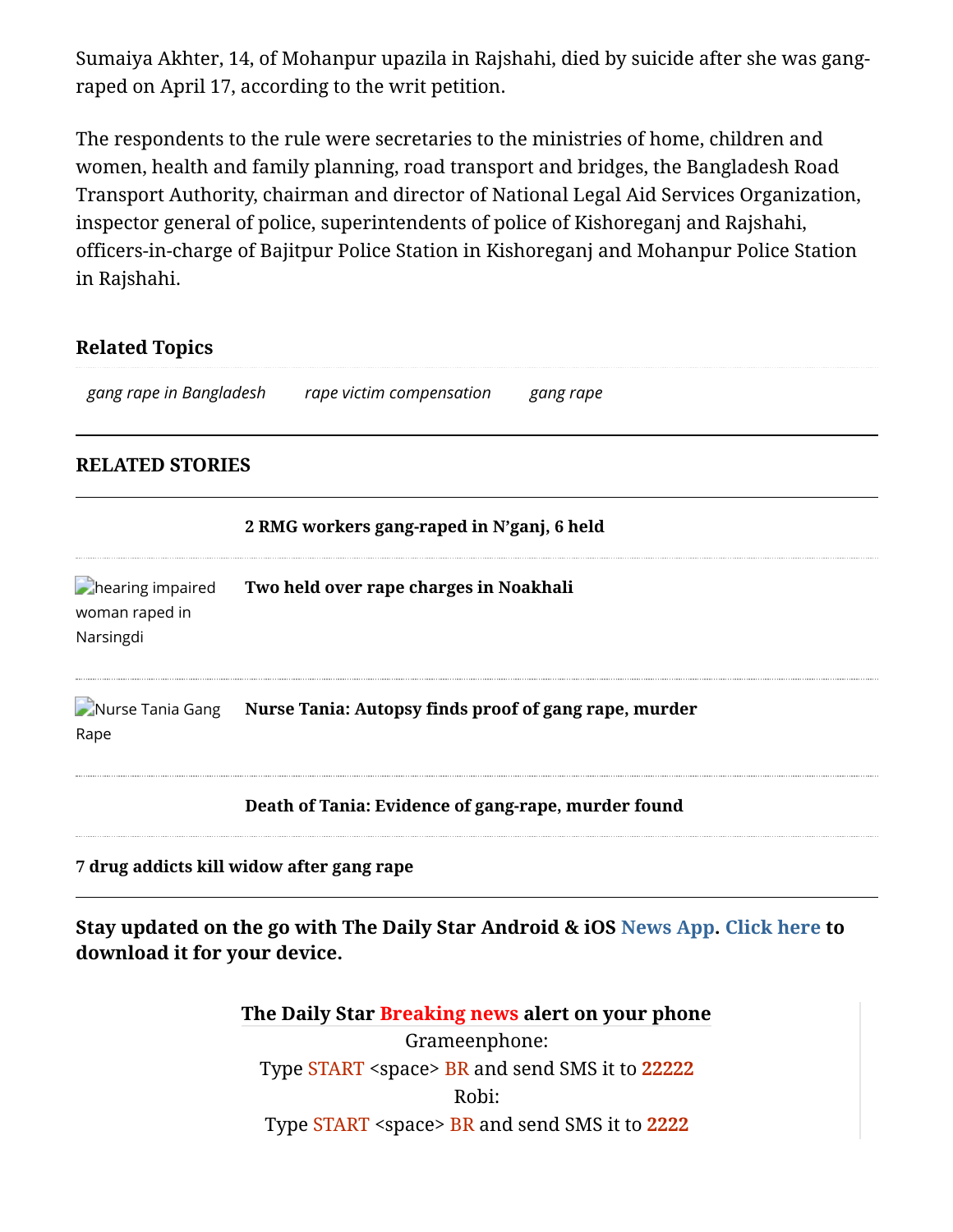Sumaiya Akhter, 14, of Mohanpur upazila in Rajshahi, died by suicide after she was gang-raped on April 17, according to the writ petition.

The respondents to the rule were secretaries to the ministries of home, children and women, health and family planning, road transport and bridges, the Bangladesh Road Transport Authority, chairman and director of National Legal Aid Services Organization, inspector general of police, superintendents of police of Kishoreganj and Rajshahi, officers-in-charge of Bajitpur Police Station in Kishoreganj and Mohanpur Police Station in Rajshahi.

### Related Topics

*gang rape in Bangladesh* *rape victim compensation* *gang rape*

### RELATED STORIES

**2 RMG workers gang-raped in N'ganj, 6 held**

hearing impaired woman raped in Narsingdi

**Two held over rape charges in Noakhali**

Nurse Tania Gang Rape

**Nurse Tania: Autopsy finds proof of gang rape, murder**

**Death of Tania: Evidence of gang-rape, murder found**

**7 drug addicts kill widow after gang rape**

**Stay updated on the go with The Daily Star Android & iOS News App. Click here to download it for your device.**

**The Daily Star Breaking news alert on your phone**

Grameenphone:

Type START <space> BR and send SMS it to **22222**

Robi:

Type START <space> BR and send SMS it to **2222**